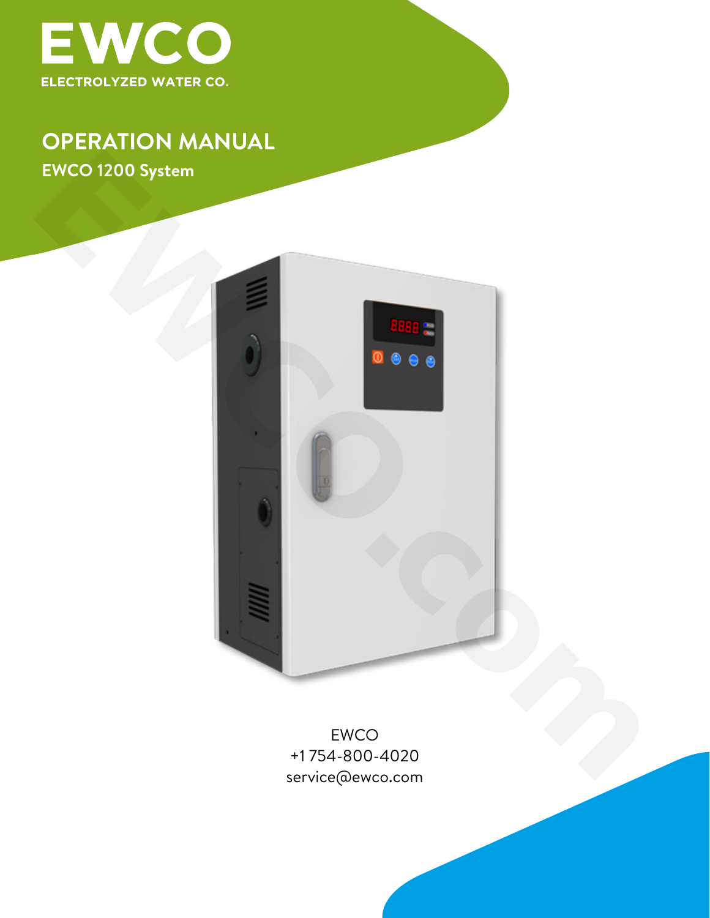# EWCO

ELECTROLYZED WATER CO.

## OPERATION MANUAL

### EWCO 1200 System

EWCO
+1 754-800-4020
service@ewco.com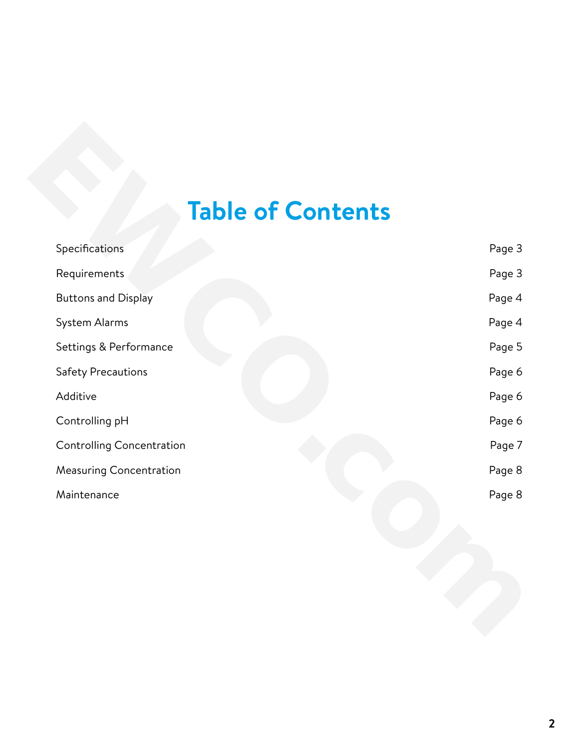# Table of Contents

| | |
|---|---|
| Specifications | Page 3 |
| Requirements | Page 3 |
| Buttons and Display | Page 4 |
| System Alarms | Page 4 |
| Settings & Performance | Page 5 |
| Safety Precautions | Page 6 |
| Additive | Page 6 |
| Controlling pH | Page 6 |
| Controlling Concentration | Page 7 |
| Measuring Concentration | Page 8 |
| Maintenance | Page 8 |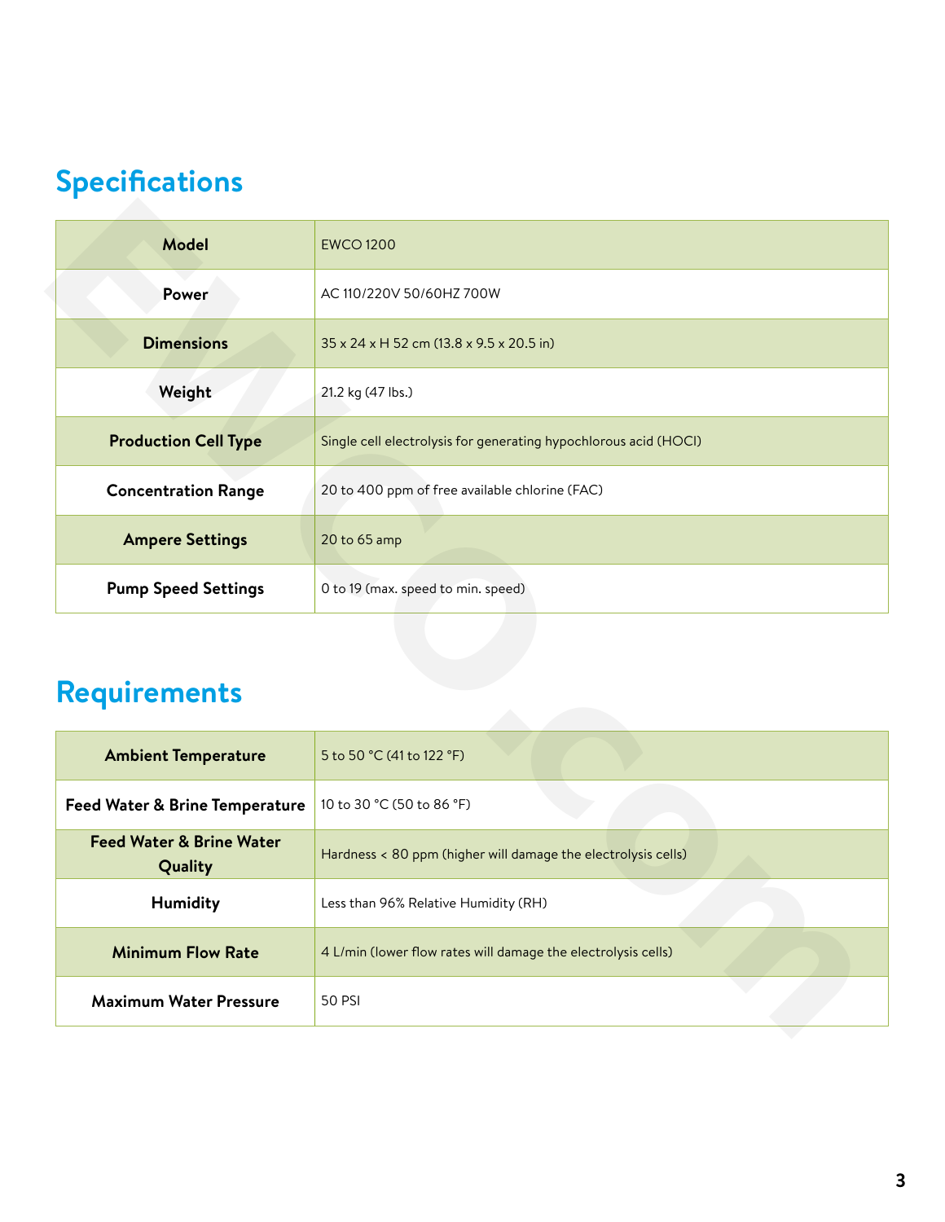## Specifications

| | |
|---|---|
| **Model** | EWCO 1200 |
| **Power** | AC 110/220V 50/60HZ 700W |
| **Dimensions** | 35 x 24 x H 52 cm (13.8 x 9.5 x 20.5 in) |
| **Weight** | 21.2 kg (47 lbs.) |
| **Production Cell Type** | Single cell electrolysis for generating hypochlorous acid (HOCl) |
| **Concentration Range** | 20 to 400 ppm of free available chlorine (FAC) |
| **Ampere Settings** | 20 to 65 amp |
| **Pump Speed Settings** | 0 to 19 (max. speed to min. speed) |

## Requirements

| | |
|---|---|
| **Ambient Temperature** | 5 to 50 °C (41 to 122 °F) |
| **Feed Water & Brine Temperature** | 10 to 30 °C (50 to 86 °F) |
| **Feed Water & Brine Water Quality** | Hardness < 80 ppm (higher will damage the electrolysis cells) |
| **Humidity** | Less than 96% Relative Humidity (RH) |
| **Minimum Flow Rate** | 4 L/min (lower flow rates will damage the electrolysis cells) |
| **Maximum Water Pressure** | 50 PSI |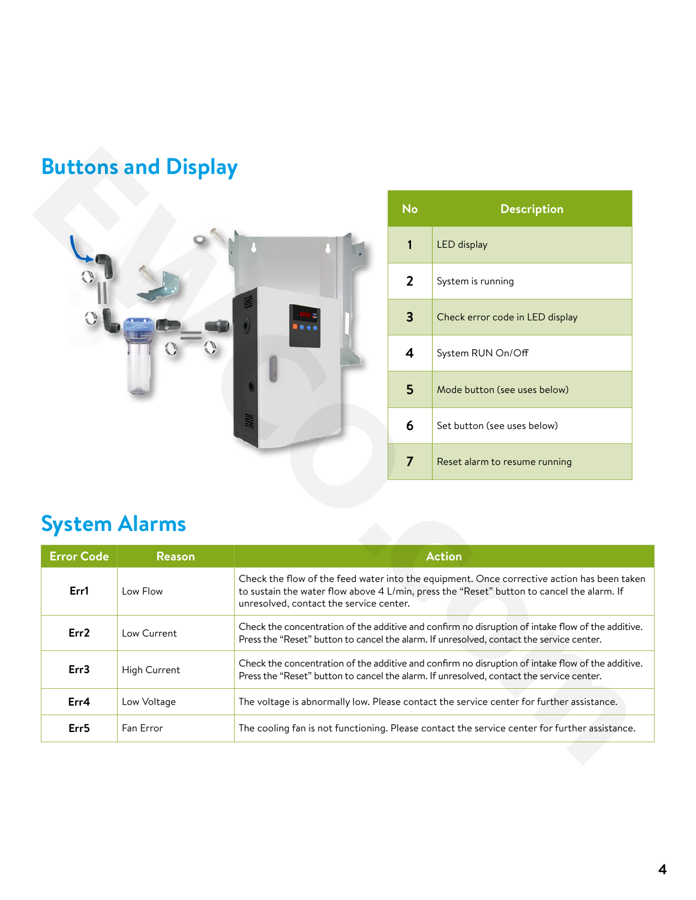## Buttons and Display

| No | Description |
| --- | --- |
| 1 | LED display |
| 2 | System is running |
| 3 | Check error code in LED display |
| 4 | System RUN On/Off |
| 5 | Mode button (see uses below) |
| 6 | Set button (see uses below) |
| 7 | Reset alarm to resume running |

## System Alarms

| Error Code | Reason | Action |
| --- | --- | --- |
| **Err1** | Low Flow | Check the flow of the feed water into the equipment. Once corrective action has been taken to sustain the water flow above 4 L/min, press the "Reset" button to cancel the alarm. If unresolved, contact the service center. |
| **Err2** | Low Current | Check the concentration of the additive and confirm no disruption of intake flow of the additive. Press the "Reset" button to cancel the alarm. If unresolved, contact the service center. |
| **Err3** | High Current | Check the concentration of the additive and confirm no disruption of intake flow of the additive. Press the "Reset" button to cancel the alarm. If unresolved, contact the service center. |
| **Err4** | Low Voltage | The voltage is abnormally low. Please contact the service center for further assistance. |
| **Err5** | Fan Error | The cooling fan is not functioning. Please contact the service center for further assistance. |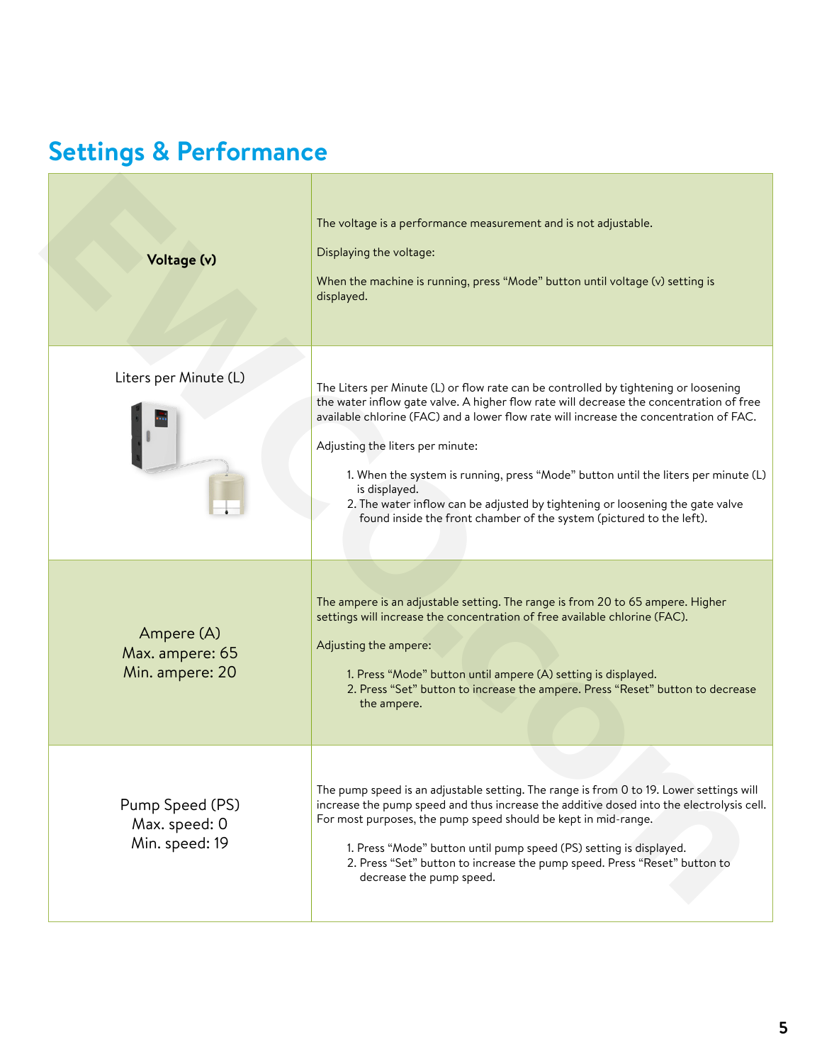## Settings & Performance

| | |
|---|---|
| **Voltage (v)** | The voltage is a performance measurement and is not adjustable.<br><br>Displaying the voltage:<br><br>When the machine is running, press "Mode" button until voltage (v) setting is displayed. |
| Liters per Minute (L) | The Liters per Minute (L) or flow rate can be controlled by tightening or loosening the water inflow gate valve. A higher flow rate will decrease the concentration of free available chlorine (FAC) and a lower flow rate will increase the concentration of FAC.<br><br>Adjusting the liters per minute:<br><br>1. When the system is running, press "Mode" button until the liters per minute (L) is displayed.<br>2. The water inflow can be adjusted by tightening or loosening the gate valve found inside the front chamber of the system (pictured to the left). |
| Ampere (A)<br>Max. ampere: 65<br>Min. ampere: 20 | The ampere is an adjustable setting. The range is from 20 to 65 ampere. Higher settings will increase the concentration of free available chlorine (FAC).<br><br>Adjusting the ampere:<br><br>1. Press "Mode" button until ampere (A) setting is displayed.<br>2. Press "Set" button to increase the ampere. Press "Reset" button to decrease the ampere. |
| Pump Speed (PS)<br>Max. speed: 0<br>Min. speed: 19 | The pump speed is an adjustable setting. The range is from 0 to 19. Lower settings will increase the pump speed and thus increase the additive dosed into the electrolysis cell. For most purposes, the pump speed should be kept in mid-range.<br><br>1. Press "Mode" button until pump speed (PS) setting is displayed.<br>2. Press "Set" button to increase the pump speed. Press "Reset" button to decrease the pump speed. |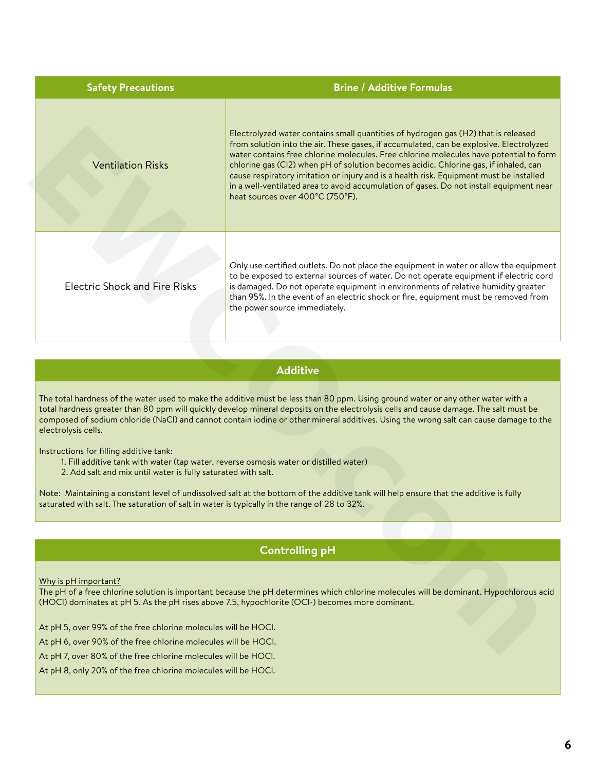| Safety Precautions | Brine / Additive Formulas |
|---|---|
| Ventilation Risks | Electrolyzed water contains small quantities of hydrogen gas ($H_2$) that is released from solution into the air. These gases, if accumulated, can be explosive. Electrolyzed water contains free chlorine molecules. Free chlorine molecules have potential to form chlorine gas ($Cl_2$) when pH of solution becomes acidic. Chlorine gas, if inhaled, can cause respiratory irritation or injury and is a health risk. Equipment must be installed in a well-ventilated area to avoid accumulation of gases. Do not install equipment near heat sources over 400°C (750°F). |
| Electric Shock and Fire Risks | Only use certified outlets. Do not place the equipment in water or allow the equipment to be exposed to external sources of water. Do not operate equipment if electric cord is damaged. Do not operate equipment in environments of relative humidity greater than 95%. In the event of an electric shock or fire, equipment must be removed from the power source immediately. |

## Additive

The total hardness of the water used to make the additive must be less than 80 ppm. Using ground water or any other water with a total hardness greater than 80 ppm will quickly develop mineral deposits on the electrolysis cells and cause damage. The salt must be composed of sodium chloride (NaCl) and cannot contain iodine or other mineral additives. Using the wrong salt can cause damage to the electrolysis cells.

Instructions for filling additive tank:

1. Fill additive tank with water (tap water, reverse osmosis water or distilled water)
2. Add salt and mix until water is fully saturated with salt.

Note: Maintaining a constant level of undissolved salt at the bottom of the additive tank will help ensure that the additive is fully saturated with salt. The saturation of salt in water is typically in the range of 28 to 32%.

## Controlling pH

Why is pH important?

The pH of a free chlorine solution is important because the pH determines which chlorine molecules will be dominant. Hypochlorous acid (HOCl) dominates at pH 5. As the pH rises above 7.5, hypochlorite ($OCl^-$) becomes more dominant.

At pH 5, over 99% of the free chlorine molecules will be HOCl.

At pH 6, over 90% of the free chlorine molecules will be HOCl.

At pH 7, over 80% of the free chlorine molecules will be HOCl.

At pH 8, only 20% of the free chlorine molecules will be HOCl.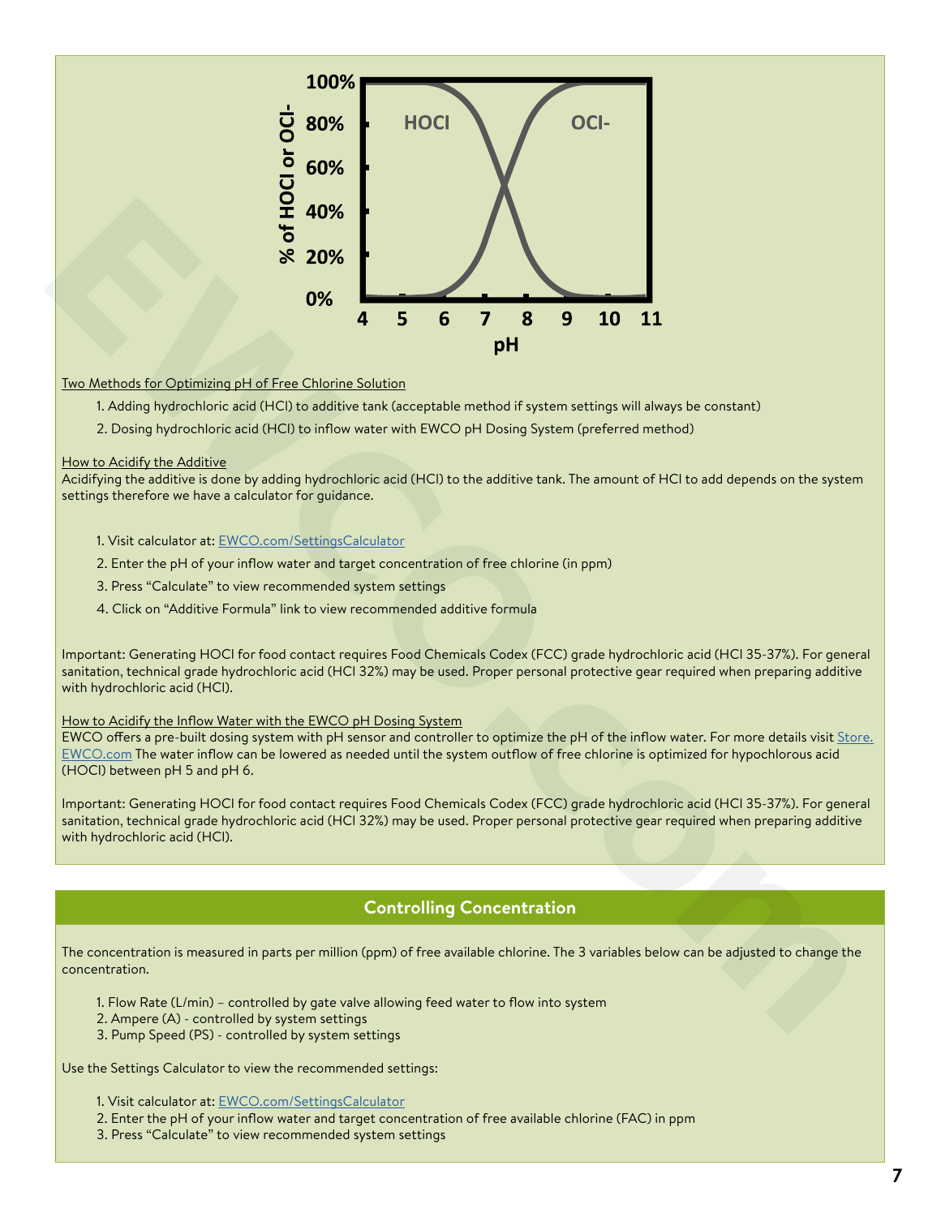Two Methods for Optimizing pH of Free Chlorine Solution

1. Adding hydrochloric acid (HCl) to additive tank (acceptable method if system settings will always be constant)
2. Dosing hydrochloric acid (HCl) to inflow water with EWCO pH Dosing System (preferred method)

How to Acidify the Additive

Acidifying the additive is done by adding hydrochloric acid (HCl) to the additive tank. The amount of HCl to add depends on the system settings therefore we have a calculator for guidance.

1. Visit calculator at: [EWCO.com/SettingsCalculator](EWCO.com/SettingsCalculator)
2. Enter the pH of your inflow water and target concentration of free chlorine (in ppm)
3. Press "Calculate" to view recommended system settings
4. Click on "Additive Formula" link to view recommended additive formula

Important: Generating HOCl for food contact requires Food Chemicals Codex (FCC) grade hydrochloric acid (HCl 35-37%). For general sanitation, technical grade hydrochloric acid (HCl 32%) may be used. Proper personal protective gear required when preparing additive with hydrochloric acid (HCl).

How to Acidify the Inflow Water with the EWCO pH Dosing System

EWCO offers a pre-built dosing system with pH sensor and controller to optimize the pH of the inflow water. For more details visit [Store.EWCO.com](Store.EWCO.com) The water inflow can be lowered as needed until the system outflow of free chlorine is optimized for hypochlorous acid (HOCl) between pH 5 and pH 6.

Important: Generating HOCl for food contact requires Food Chemicals Codex (FCC) grade hydrochloric acid (HCl 35-37%). For general sanitation, technical grade hydrochloric acid (HCl 32%) may be used. Proper personal protective gear required when preparing additive with hydrochloric acid (HCl).

## Controlling Concentration

The concentration is measured in parts per million (ppm) of free available chlorine. The 3 variables below can be adjusted to change the concentration.

1. Flow Rate (L/min) – controlled by gate valve allowing feed water to flow into system
2. Ampere (A) - controlled by system settings
3. Pump Speed (PS) - controlled by system settings

Use the Settings Calculator to view the recommended settings:

1. Visit calculator at: [EWCO.com/SettingsCalculator](EWCO.com/SettingsCalculator)
2. Enter the pH of your inflow water and target concentration of free available chlorine (FAC) in ppm
3. Press "Calculate" to view recommended system settings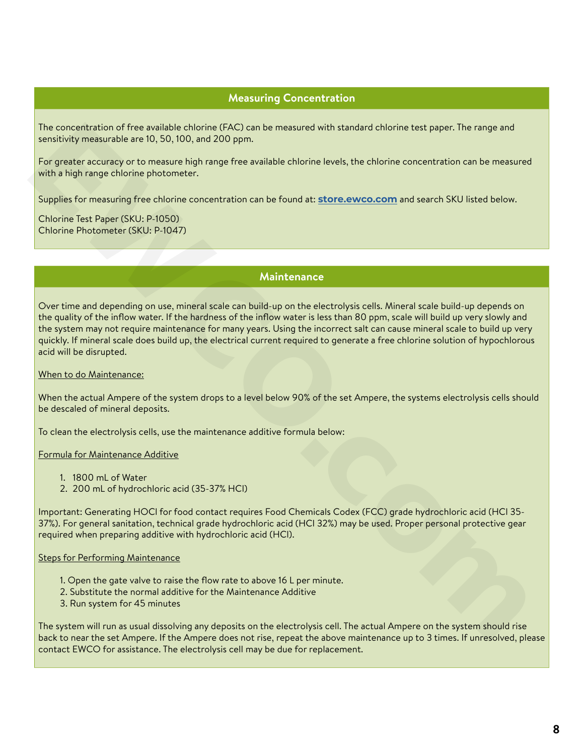## Measuring Concentration

The concentration of free available chlorine (FAC) can be measured with standard chlorine test paper. The range and sensitivity measurable are 10, 50, 100, and 200 ppm.

For greater accuracy or to measure high range free available chlorine levels, the chlorine concentration can be measured with a high range chlorine photometer.

Supplies for measuring free chlorine concentration can be found at: **store.ewco.com** and search SKU listed below.

Chlorine Test Paper (SKU: P-1050)
Chlorine Photometer (SKU: P-1047)

## Maintenance

Over time and depending on use, mineral scale can build-up on the electrolysis cells. Mineral scale build-up depends on the quality of the inflow water. If the hardness of the inflow water is less than 80 ppm, scale will build up very slowly and the system may not require maintenance for many years. Using the incorrect salt can cause mineral scale to build up very quickly. If mineral scale does build up, the electrical current required to generate a free chlorine solution of hypochlorous acid will be disrupted.

When to do Maintenance:

When the actual Ampere of the system drops to a level below 90% of the set Ampere, the systems electrolysis cells should be descaled of mineral deposits.

To clean the electrolysis cells, use the maintenance additive formula below:

Formula for Maintenance Additive

1. 1800 mL of Water
2. 200 mL of hydrochloric acid (35-37% HCl)

Important: Generating HOCl for food contact requires Food Chemicals Codex (FCC) grade hydrochloric acid (HCl 35-37%). For general sanitation, technical grade hydrochloric acid (HCl 32%) may be used. Proper personal protective gear required when preparing additive with hydrochloric acid (HCl).

Steps for Performing Maintenance

1. Open the gate valve to raise the flow rate to above 16 L per minute.
2. Substitute the normal additive for the Maintenance Additive
3. Run system for 45 minutes

The system will run as usual dissolving any deposits on the electrolysis cell. The actual Ampere on the system should rise back to near the set Ampere. If the Ampere does not rise, repeat the above maintenance up to 3 times. If unresolved, please contact EWCO for assistance. The electrolysis cell may be due for replacement.